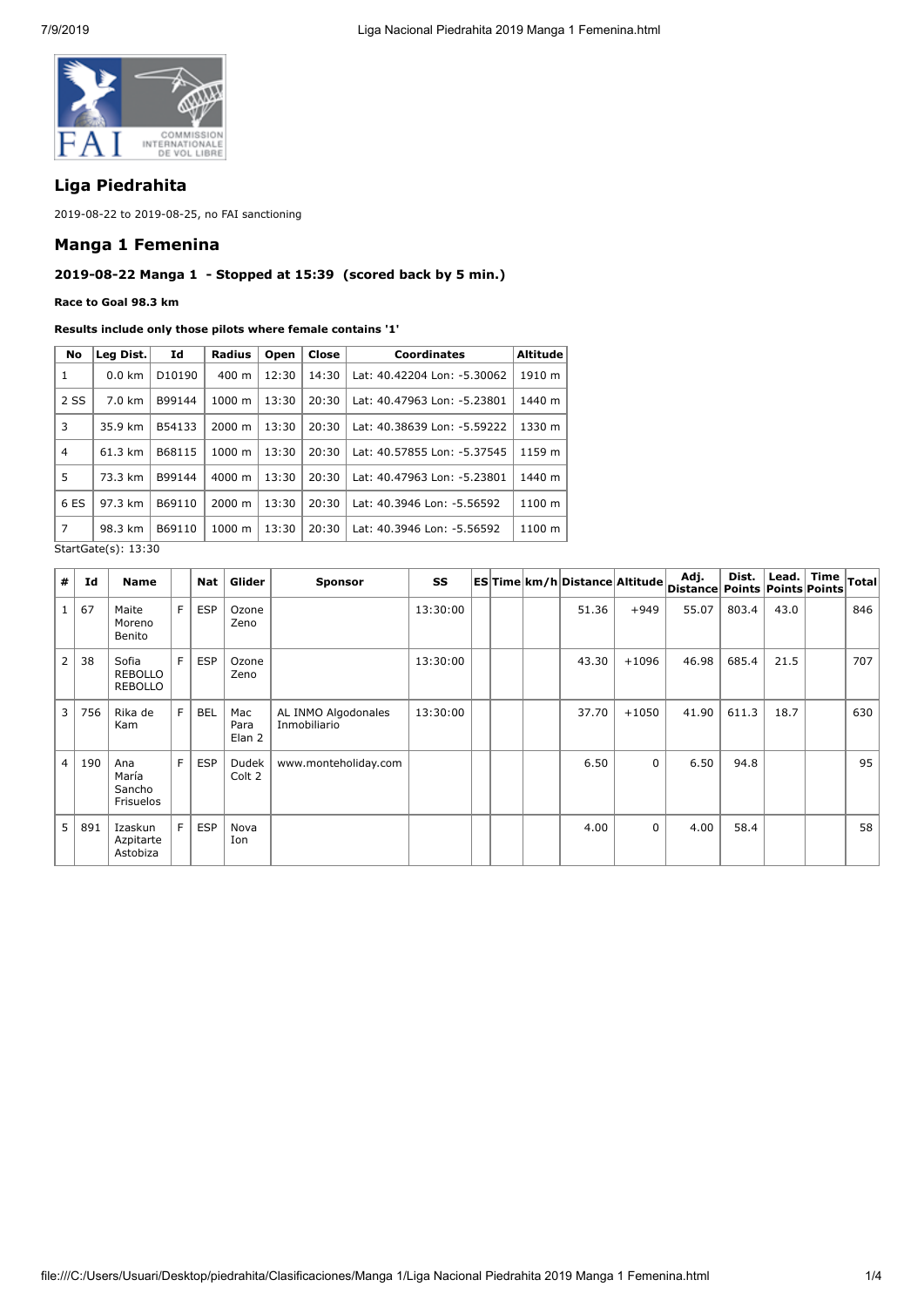## Liga Piedrahita

2019-08-22 to 2019-08-25, no FAI sanctioning

## Manga 1 Femenina

### 2019-08-22 Manga 1 - Stopped at 15:39 (scored back by 5 min.)

**Race to Goal 98.3 km**

**Results include only those pilots where female contains '1'**

| No | Leg Dist. | Id | Radius | Open | Close | Coordinates | Altitude |
|---|---|---|---|---|---|---|---|
| 1 | 0.0 km | D10190 | 400 m | 12:30 | 14:30 | Lat: 40.42204 Lon: -5.30062 | 1910 m |
| 2 SS | 7.0 km | B99144 | 1000 m | 13:30 | 20:30 | Lat: 40.47963 Lon: -5.23801 | 1440 m |
| 3 | 35.9 km | B54133 | 2000 m | 13:30 | 20:30 | Lat: 40.38639 Lon: -5.59222 | 1330 m |
| 4 | 61.3 km | B68115 | 1000 m | 13:30 | 20:30 | Lat: 40.57855 Lon: -5.37545 | 1159 m |
| 5 | 73.3 km | B99144 | 4000 m | 13:30 | 20:30 | Lat: 40.47963 Lon: -5.23801 | 1440 m |
| 6 ES | 97.3 km | B69110 | 2000 m | 13:30 | 20:30 | Lat: 40.3946 Lon: -5.56592 | 1100 m |
| 7 | 98.3 km | B69110 | 1000 m | 13:30 | 20:30 | Lat: 40.3946 Lon: -5.56592 | 1100 m |

StartGate(s): 13:30

| # | Id | Name | | Nat | Glider | Sponsor | SS | ES | Time | km/h | Distance | Altitude | Adj. Distance | Dist. Points | Lead. Points | Time Points | Total |
|---|---|---|---|---|---|---|---|---|---|---|---|---|---|---|---|---|---|
| 1 | 67 | Maite Moreno Benito | F | ESP | Ozone Zeno | | 13:30:00 | | | | 51.36 | +949 | 55.07 | 803.4 | 43.0 | | 846 |
| 2 | 38 | Sofia REBOLLO REBOLLO | F | ESP | Ozone Zeno | | 13:30:00 | | | | 43.30 | +1096 | 46.98 | 685.4 | 21.5 | | 707 |
| 3 | 756 | Rika de Kam | F | BEL | Mac Para Elan 2 | AL INMO Algodonales Inmobiliario | 13:30:00 | | | | 37.70 | +1050 | 41.90 | 611.3 | 18.7 | | 630 |
| 4 | 190 | Ana María Sancho Frisuelos | F | ESP | Dudek Colt 2 | www.monteholiday.com | | | | | 6.50 | 0 | 6.50 | 94.8 | | | 95 |
| 5 | 891 | Izaskun Azpitarte Astobiza | F | ESP | Nova Ion | | | | | | 4.00 | 0 | 4.00 | 58.4 | | | 58 |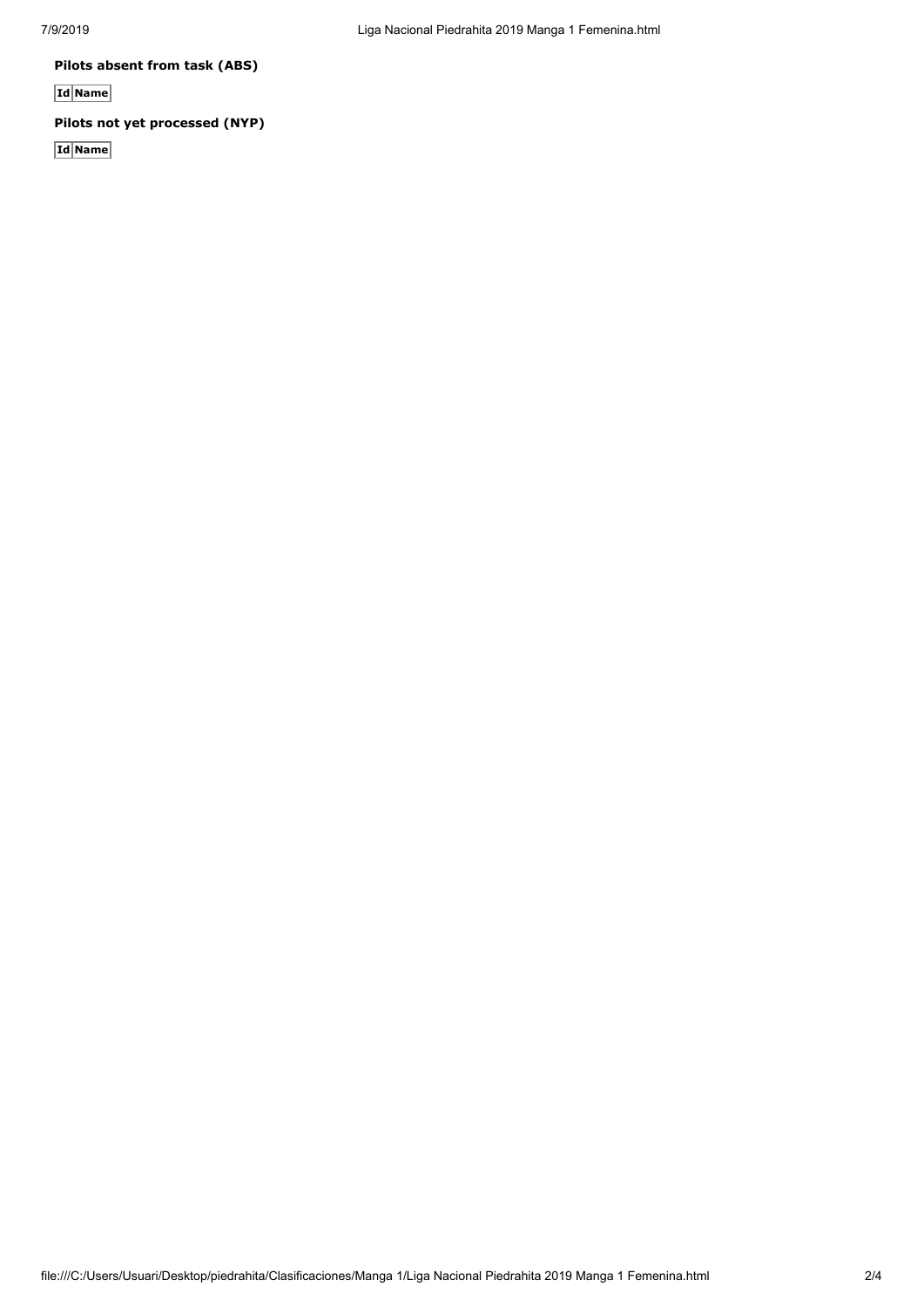**Pilots absent from task (ABS)**

| Id | Name |
|---|---|

**Pilots not yet processed (NYP)**

| Id | Name |
|---|---|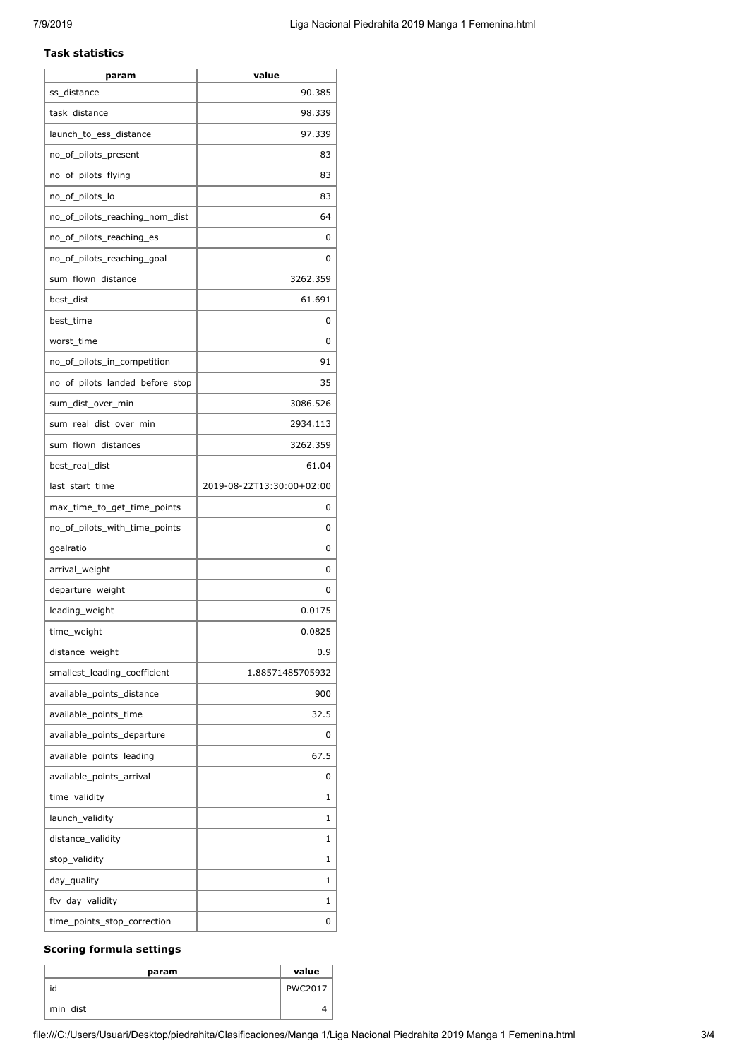**Task statistics**

| param | value |
|---|---|
| ss_distance | 90.385 |
| task_distance | 98.339 |
| launch_to_ess_distance | 97.339 |
| no_of_pilots_present | 83 |
| no_of_pilots_flying | 83 |
| no_of_pilots_lo | 83 |
| no_of_pilots_reaching_nom_dist | 64 |
| no_of_pilots_reaching_es | 0 |
| no_of_pilots_reaching_goal | 0 |
| sum_flown_distance | 3262.359 |
| best_dist | 61.691 |
| best_time | 0 |
| worst_time | 0 |
| no_of_pilots_in_competition | 91 |
| no_of_pilots_landed_before_stop | 35 |
| sum_dist_over_min | 3086.526 |
| sum_real_dist_over_min | 2934.113 |
| sum_flown_distances | 3262.359 |
| best_real_dist | 61.04 |
| last_start_time | 2019-08-22T13:30:00+02:00 |
| max_time_to_get_time_points | 0 |
| no_of_pilots_with_time_points | 0 |
| goalratio | 0 |
| arrival_weight | 0 |
| departure_weight | 0 |
| leading_weight | 0.0175 |
| time_weight | 0.0825 |
| distance_weight | 0.9 |
| smallest_leading_coefficient | 1.88571485705932 |
| available_points_distance | 900 |
| available_points_time | 32.5 |
| available_points_departure | 0 |
| available_points_leading | 67.5 |
| available_points_arrival | 0 |
| time_validity | 1 |
| launch_validity | 1 |
| distance_validity | 1 |
| stop_validity | 1 |
| day_quality | 1 |
| ftv_day_validity | 1 |
| time_points_stop_correction | 0 |

**Scoring formula settings**

| param | value |
|---|---|
| id | PWC2017 |
| min_dist | 4 |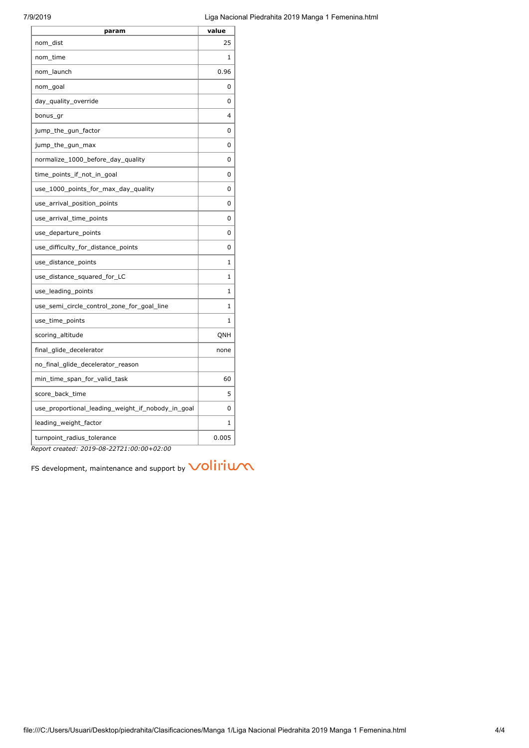| param | value |
|---|---|
| nom_dist | 25 |
| nom_time | 1 |
| nom_launch | 0.96 |
| nom_goal | 0 |
| day_quality_override | 0 |
| bonus_gr | 4 |
| jump_the_gun_factor | 0 |
| jump_the_gun_max | 0 |
| normalize_1000_before_day_quality | 0 |
| time_points_if_not_in_goal | 0 |
| use_1000_points_for_max_day_quality | 0 |
| use_arrival_position_points | 0 |
| use_arrival_time_points | 0 |
| use_departure_points | 0 |
| use_difficulty_for_distance_points | 0 |
| use_distance_points | 1 |
| use_distance_squared_for_LC | 1 |
| use_leading_points | 1 |
| use_semi_circle_control_zone_for_goal_line | 1 |
| use_time_points | 1 |
| scoring_altitude | QNH |
| final_glide_decelerator | none |
| no_final_glide_decelerator_reason | |
| min_time_span_for_valid_task | 60 |
| score_back_time | 5 |
| use_proportional_leading_weight_if_nobody_in_goal | 0 |
| leading_weight_factor | 1 |
| turnpoint_radius_tolerance | 0.005 |

*Report created: 2019-08-22T21:00:00+02:00*

FS development, maintenance and support by volirium